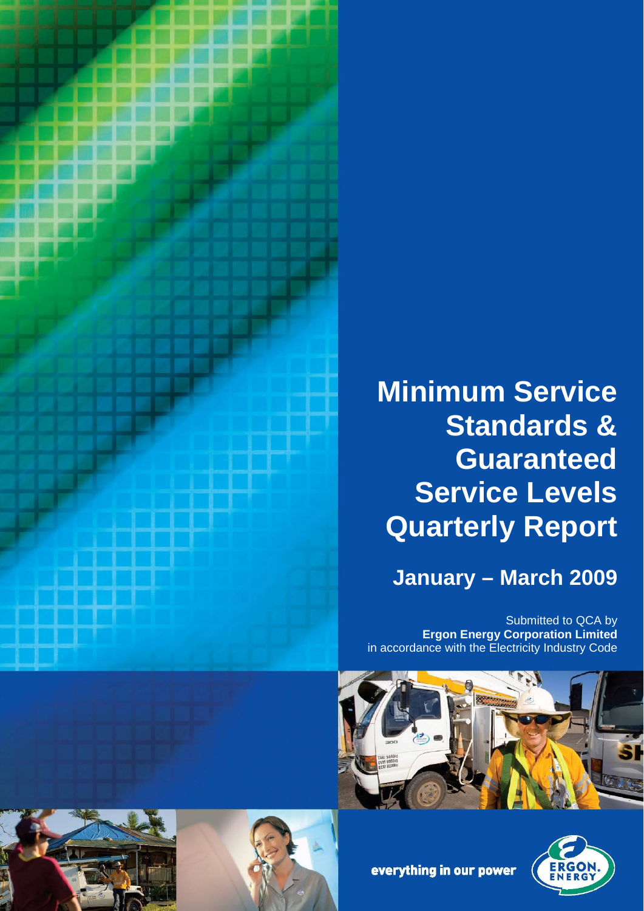# Minimum Service Standards & Guaranteed Service Levels Quarterly Report

## January – March 2009

Submitted to QCA by
**Ergon Energy Corporation Limited**
in accordance with the Electricity Industry Code

everything in our power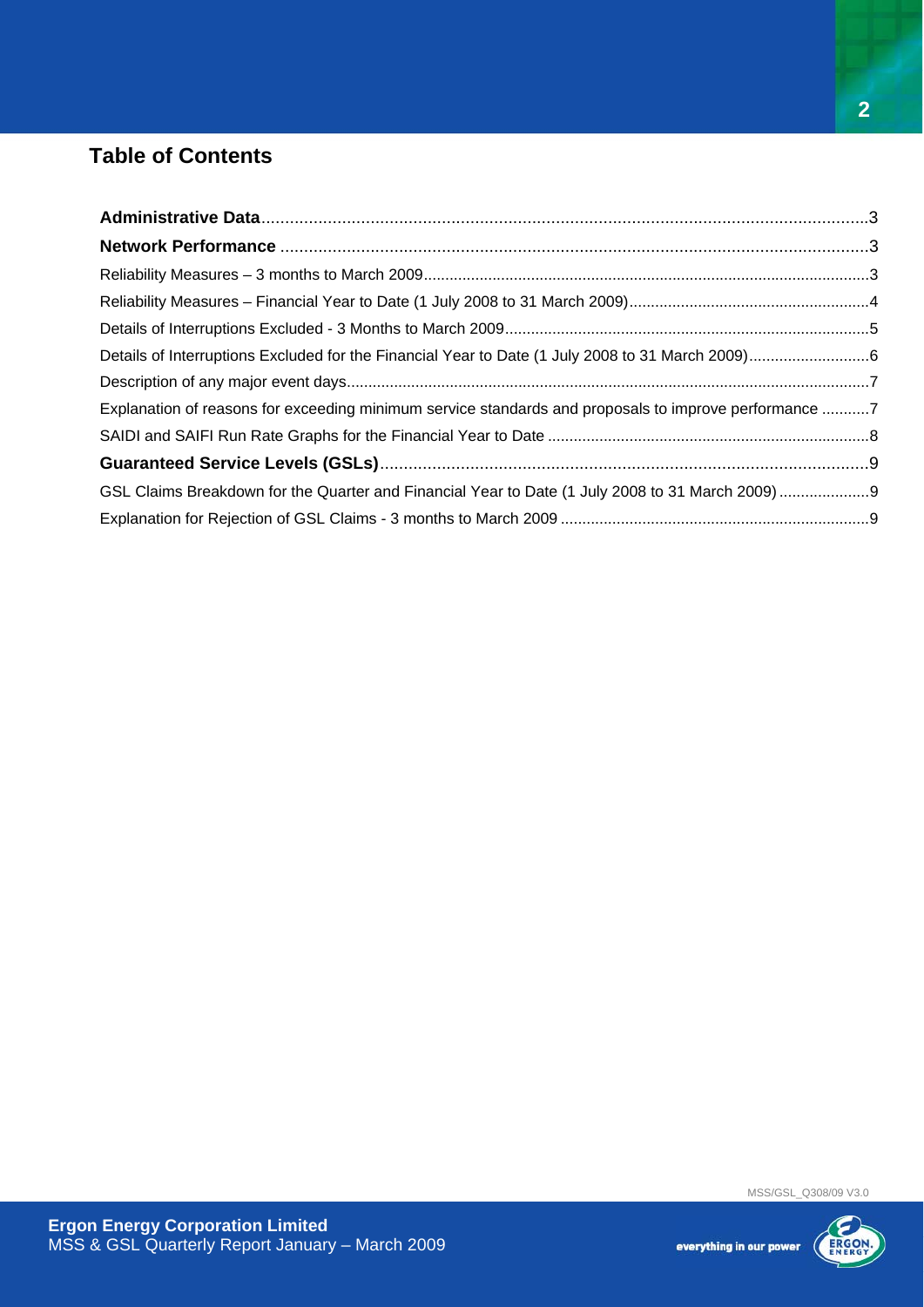## Table of Contents

**Administrative Data**.....3

**Network Performance**.....3

Reliability Measures – 3 months to March 2009.....3

Reliability Measures – Financial Year to Date (1 July 2008 to 31 March 2009).....4

Details of Interruptions Excluded - 3 Months to March 2009.....5

Details of Interruptions Excluded for the Financial Year to Date (1 July 2008 to 31 March 2009).....6

Description of any major event days.....7

Explanation of reasons for exceeding minimum service standards and proposals to improve performance.....7

SAIDI and SAIFI Run Rate Graphs for the Financial Year to Date.....8

**Guaranteed Service Levels (GSLs)**.....9

GSL Claims Breakdown for the Quarter and Financial Year to Date (1 July 2008 to 31 March 2009).....9

Explanation for Rejection of GSL Claims - 3 months to March 2009.....9

MSS/GSL_Q308/09 V3.0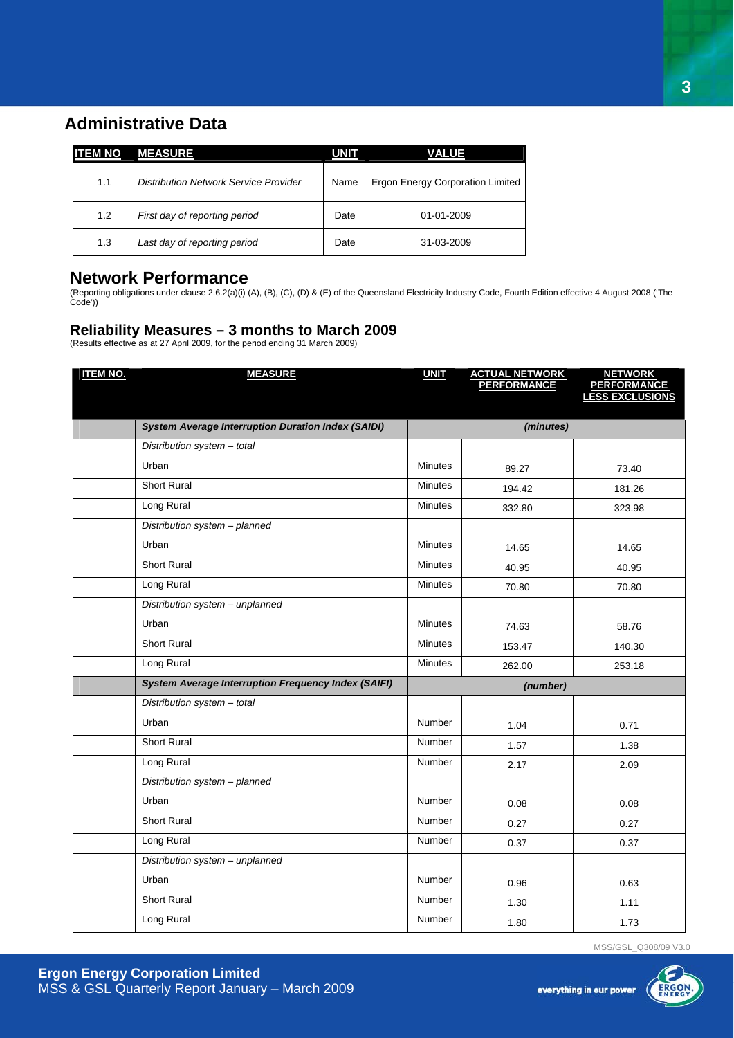## Administrative Data

| ITEM NO | MEASURE | UNIT | VALUE |
|---|---|---|---|
| 1.1 | *Distribution Network Service Provider* | Name | Ergon Energy Corporation Limited |
| 1.2 | *First day of reporting period* | Date | 01-01-2009 |
| 1.3 | *Last day of reporting period* | Date | 31-03-2009 |

## Network Performance

(Reporting obligations under clause 2.6.2(a)(i) (A), (B), (C), (D) & (E) of the Queensland Electricity Industry Code, Fourth Edition effective 4 August 2008 ('The Code'))

### Reliability Measures – 3 months to March 2009

(Results effective as at 27 April 2009, for the period ending 31 March 2009)

| ITEM NO. | MEASURE | UNIT | ACTUAL NETWORK PERFORMANCE | NETWORK PERFORMANCE LESS EXCLUSIONS |
|---|---|---|---|---|
| | ***System Average Interruption Duration Index (SAIDI)*** | | *(minutes)* | |
| | *Distribution system – total* | | | |
| | Urban | Minutes | 89.27 | 73.40 |
| | Short Rural | Minutes | 194.42 | 181.26 |
| | Long Rural | Minutes | 332.80 | 323.98 |
| | *Distribution system – planned* | | | |
| | Urban | Minutes | 14.65 | 14.65 |
| | Short Rural | Minutes | 40.95 | 40.95 |
| | Long Rural | Minutes | 70.80 | 70.80 |
| | *Distribution system – unplanned* | | | |
| | Urban | Minutes | 74.63 | 58.76 |
| | Short Rural | Minutes | 153.47 | 140.30 |
| | Long Rural | Minutes | 262.00 | 253.18 |
| | ***System Average Interruption Frequency Index (SAIFI)*** | | *(number)* | |
| | *Distribution system – total* | | | |
| | Urban | Number | 1.04 | 0.71 |
| | Short Rural | Number | 1.57 | 1.38 |
| | Long Rural | Number | 2.17 | 2.09 |
| | *Distribution system – planned* | | | |
| | Urban | Number | 0.08 | 0.08 |
| | Short Rural | Number | 0.27 | 0.27 |
| | Long Rural | Number | 0.37 | 0.37 |
| | *Distribution system – unplanned* | | | |
| | Urban | Number | 0.96 | 0.63 |
| | Short Rural | Number | 1.30 | 1.11 |
| | Long Rural | Number | 1.80 | 1.73 |

MSS/GSL_Q308/09 V3.0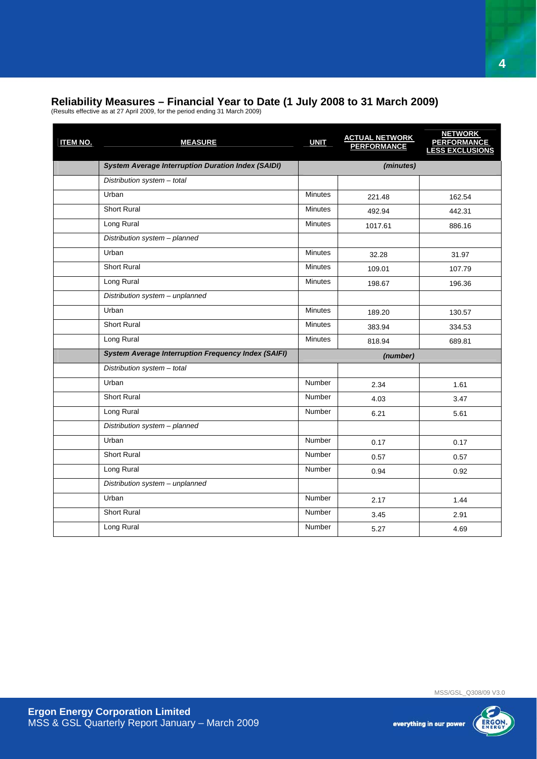## Reliability Measures – Financial Year to Date (1 July 2008 to 31 March 2009)

(Results effective as at 27 April 2009, for the period ending 31 March 2009)

| ITEM NO. | MEASURE | UNIT | ACTUAL NETWORK PERFORMANCE | NETWORK PERFORMANCE LESS EXCLUSIONS |
|---|---|---|---|---|
| | ***System Average Interruption Duration Index (SAIDI)*** | *(minutes)* | | |
| | *Distribution system – total* | | | |
| | Urban | Minutes | 221.48 | 162.54 |
| | Short Rural | Minutes | 492.94 | 442.31 |
| | Long Rural | Minutes | 1017.61 | 886.16 |
| | *Distribution system – planned* | | | |
| | Urban | Minutes | 32.28 | 31.97 |
| | Short Rural | Minutes | 109.01 | 107.79 |
| | Long Rural | Minutes | 198.67 | 196.36 |
| | *Distribution system – unplanned* | | | |
| | Urban | Minutes | 189.20 | 130.57 |
| | Short Rural | Minutes | 383.94 | 334.53 |
| | Long Rural | Minutes | 818.94 | 689.81 |
| | ***System Average Interruption Frequency Index (SAIFI)*** | *(number)* | | |
| | *Distribution system – total* | | | |
| | Urban | Number | 2.34 | 1.61 |
| | Short Rural | Number | 4.03 | 3.47 |
| | Long Rural | Number | 6.21 | 5.61 |
| | *Distribution system – planned* | | | |
| | Urban | Number | 0.17 | 0.17 |
| | Short Rural | Number | 0.57 | 0.57 |
| | Long Rural | Number | 0.94 | 0.92 |
| | *Distribution system – unplanned* | | | |
| | Urban | Number | 2.17 | 1.44 |
| | Short Rural | Number | 3.45 | 2.91 |
| | Long Rural | Number | 5.27 | 4.69 |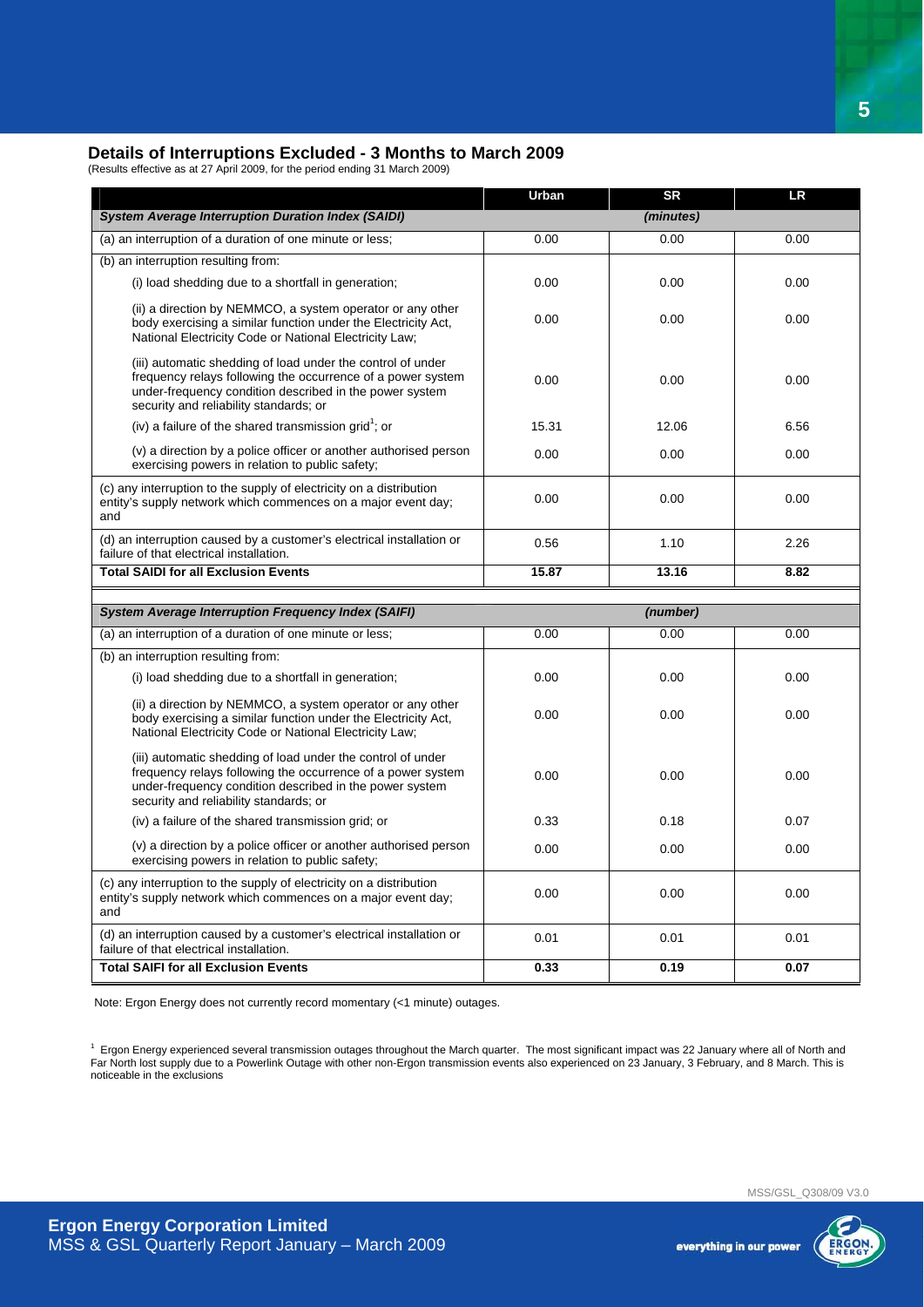## Details of Interruptions Excluded - 3 Months to March 2009

(Results effective as at 27 April 2009, for the period ending 31 March 2009)

| | Urban | SR | LR |
|---|---|---|---|
| ***System Average Interruption Duration Index (SAIDI)*** | | *(minutes)* | |
| (a) an interruption of a duration of one minute or less; | 0.00 | 0.00 | 0.00 |
| (b) an interruption resulting from: | | | |
| (i) load shedding due to a shortfall in generation; | 0.00 | 0.00 | 0.00 |
| (ii) a direction by NEMMCO, a system operator or any other body exercising a similar function under the Electricity Act, National Electricity Code or National Electricity Law; | 0.00 | 0.00 | 0.00 |
| (iii) automatic shedding of load under the control of under frequency relays following the occurrence of a power system under-frequency condition described in the power system security and reliability standards; or | 0.00 | 0.00 | 0.00 |
| (iv) a failure of the shared transmission grid[1]; or | 15.31 | 12.06 | 6.56 |
| (v) a direction by a police officer or another authorised person exercising powers in relation to public safety; | 0.00 | 0.00 | 0.00 |
| (c) any interruption to the supply of electricity on a distribution entity's supply network which commences on a major event day; and | 0.00 | 0.00 | 0.00 |
| (d) an interruption caused by a customer's electrical installation or failure of that electrical installation. | 0.56 | 1.10 | 2.26 |
| **Total SAIDI for all Exclusion Events** | **15.87** | **13.16** | **8.82** |

| | Urban | SR | LR |
|---|---|---|---|
| ***System Average Interruption Frequency Index (SAIFI)*** | | *(number)* | |
| (a) an interruption of a duration of one minute or less; | 0.00 | 0.00 | 0.00 |
| (b) an interruption resulting from: | | | |
| (i) load shedding due to a shortfall in generation; | 0.00 | 0.00 | 0.00 |
| (ii) a direction by NEMMCO, a system operator or any other body exercising a similar function under the Electricity Act, National Electricity Code or National Electricity Law; | 0.00 | 0.00 | 0.00 |
| (iii) automatic shedding of load under the control of under frequency relays following the occurrence of a power system under-frequency condition described in the power system security and reliability standards; or | 0.00 | 0.00 | 0.00 |
| (iv) a failure of the shared transmission grid; or | 0.33 | 0.18 | 0.07 |
| (v) a direction by a police officer or another authorised person exercising powers in relation to public safety; | 0.00 | 0.00 | 0.00 |
| (c) any interruption to the supply of electricity on a distribution entity's supply network which commences on a major event day; and | 0.00 | 0.00 | 0.00 |
| (d) an interruption caused by a customer's electrical installation or failure of that electrical installation. | 0.01 | 0.01 | 0.01 |
| **Total SAIFI for all Exclusion Events** | **0.33** | **0.19** | **0.07** |

Note: Ergon Energy does not currently record momentary (<1 minute) outages.

[1] Ergon Energy experienced several transmission outages throughout the March quarter. The most significant impact was 22 January where all of North and Far North lost supply due to a Powerlink Outage with other non-Ergon transmission events also experienced on 23 January, 3 February, and 8 March. This is noticeable in the exclusions

MSS/GSL_Q308/09 V3.0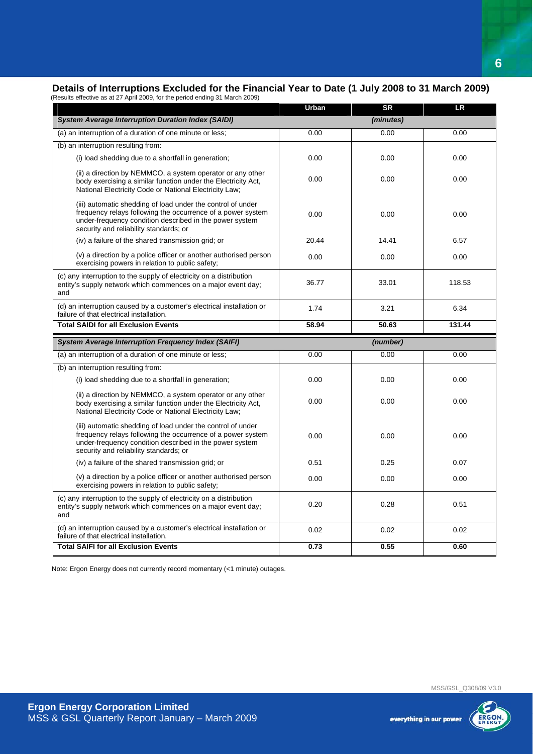## Details of Interruptions Excluded for the Financial Year to Date (1 July 2008 to 31 March 2009)

(Results effective as at 27 April 2009, for the period ending 31 March 2009)

| | Urban | SR | LR |
|---|---|---|---|
| ***System Average Interruption Duration Index (SAIDI)*** | | ***(minutes)*** | |
| (a) an interruption of a duration of one minute or less; | 0.00 | 0.00 | 0.00 |
| (b) an interruption resulting from: | | | |
| (i) load shedding due to a shortfall in generation; | 0.00 | 0.00 | 0.00 |
| (ii) a direction by NEMMCO, a system operator or any other body exercising a similar function under the Electricity Act, National Electricity Code or National Electricity Law; | 0.00 | 0.00 | 0.00 |
| (iii) automatic shedding of load under the control of under frequency relays following the occurrence of a power system under-frequency condition described in the power system security and reliability standards; or | 0.00 | 0.00 | 0.00 |
| (iv) a failure of the shared transmission grid; or | 20.44 | 14.41 | 6.57 |
| (v) a direction by a police officer or another authorised person exercising powers in relation to public safety; | 0.00 | 0.00 | 0.00 |
| (c) any interruption to the supply of electricity on a distribution entity's supply network which commences on a major event day; and | 36.77 | 33.01 | 118.53 |
| (d) an interruption caused by a customer's electrical installation or failure of that electrical installation. | 1.74 | 3.21 | 6.34 |
| **Total SAIDI for all Exclusion Events** | **58.94** | **50.63** | **131.44** |
| ***System Average Interruption Frequency Index (SAIFI)*** | | ***(number)*** | |
| (a) an interruption of a duration of one minute or less; | 0.00 | 0.00 | 0.00 |
| (b) an interruption resulting from: | | | |
| (i) load shedding due to a shortfall in generation; | 0.00 | 0.00 | 0.00 |
| (ii) a direction by NEMMCO, a system operator or any other body exercising a similar function under the Electricity Act, National Electricity Code or National Electricity Law; | 0.00 | 0.00 | 0.00 |
| (iii) automatic shedding of load under the control of under frequency relays following the occurrence of a power system under-frequency condition described in the power system security and reliability standards; or | 0.00 | 0.00 | 0.00 |
| (iv) a failure of the shared transmission grid; or | 0.51 | 0.25 | 0.07 |
| (v) a direction by a police officer or another authorised person exercising powers in relation to public safety; | 0.00 | 0.00 | 0.00 |
| (c) any interruption to the supply of electricity on a distribution entity's supply network which commences on a major event day; and | 0.20 | 0.28 | 0.51 |
| (d) an interruption caused by a customer's electrical installation or failure of that electrical installation. | 0.02 | 0.02 | 0.02 |
| **Total SAIFI for all Exclusion Events** | **0.73** | **0.55** | **0.60** |

Note: Ergon Energy does not currently record momentary (<1 minute) outages.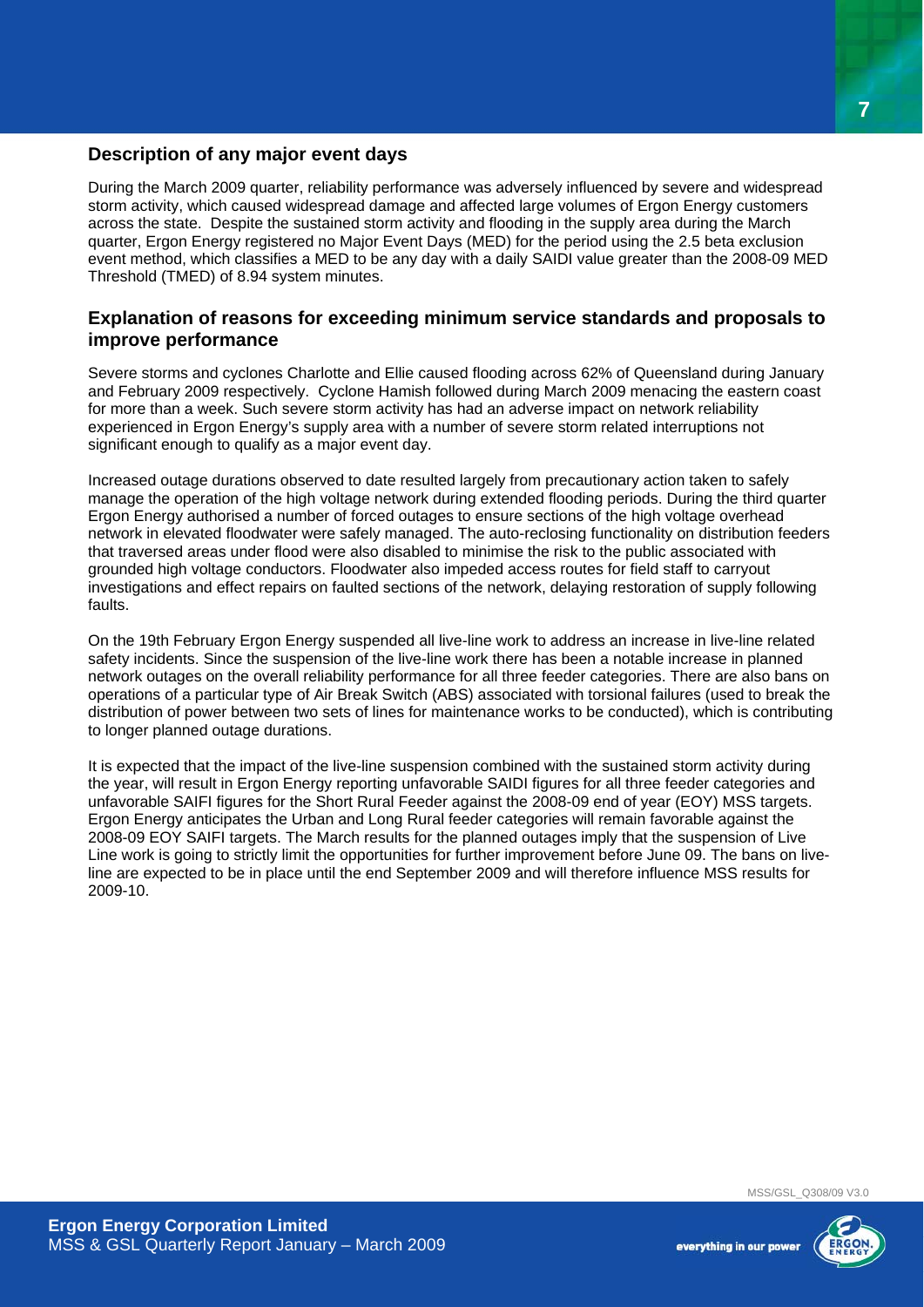## Description of any major event days

During the March 2009 quarter, reliability performance was adversely influenced by severe and widespread storm activity, which caused widespread damage and affected large volumes of Ergon Energy customers across the state. Despite the sustained storm activity and flooding in the supply area during the March quarter, Ergon Energy registered no Major Event Days (MED) for the period using the 2.5 beta exclusion event method, which classifies a MED to be any day with a daily SAIDI value greater than the 2008-09 MED Threshold (TMED) of 8.94 system minutes.

## Explanation of reasons for exceeding minimum service standards and proposals to improve performance

Severe storms and cyclones Charlotte and Ellie caused flooding across 62% of Queensland during January and February 2009 respectively. Cyclone Hamish followed during March 2009 menacing the eastern coast for more than a week. Such severe storm activity has had an adverse impact on network reliability experienced in Ergon Energy's supply area with a number of severe storm related interruptions not significant enough to qualify as a major event day.

Increased outage durations observed to date resulted largely from precautionary action taken to safely manage the operation of the high voltage network during extended flooding periods. During the third quarter Ergon Energy authorised a number of forced outages to ensure sections of the high voltage overhead network in elevated floodwater were safely managed. The auto-reclosing functionality on distribution feeders that traversed areas under flood were also disabled to minimise the risk to the public associated with grounded high voltage conductors. Floodwater also impeded access routes for field staff to carryout investigations and effect repairs on faulted sections of the network, delaying restoration of supply following faults.

On the 19th February Ergon Energy suspended all live-line work to address an increase in live-line related safety incidents. Since the suspension of the live-line work there has been a notable increase in planned network outages on the overall reliability performance for all three feeder categories. There are also bans on operations of a particular type of Air Break Switch (ABS) associated with torsional failures (used to break the distribution of power between two sets of lines for maintenance works to be conducted), which is contributing to longer planned outage durations.

It is expected that the impact of the live-line suspension combined with the sustained storm activity during the year, will result in Ergon Energy reporting unfavorable SAIDI figures for all three feeder categories and unfavorable SAIFI figures for the Short Rural Feeder against the 2008-09 end of year (EOY) MSS targets. Ergon Energy anticipates the Urban and Long Rural feeder categories will remain favorable against the 2008-09 EOY SAIFI targets. The March results for the planned outages imply that the suspension of Live Line work is going to strictly limit the opportunities for further improvement before June 09. The bans on live-line are expected to be in place until the end September 2009 and will therefore influence MSS results for 2009-10.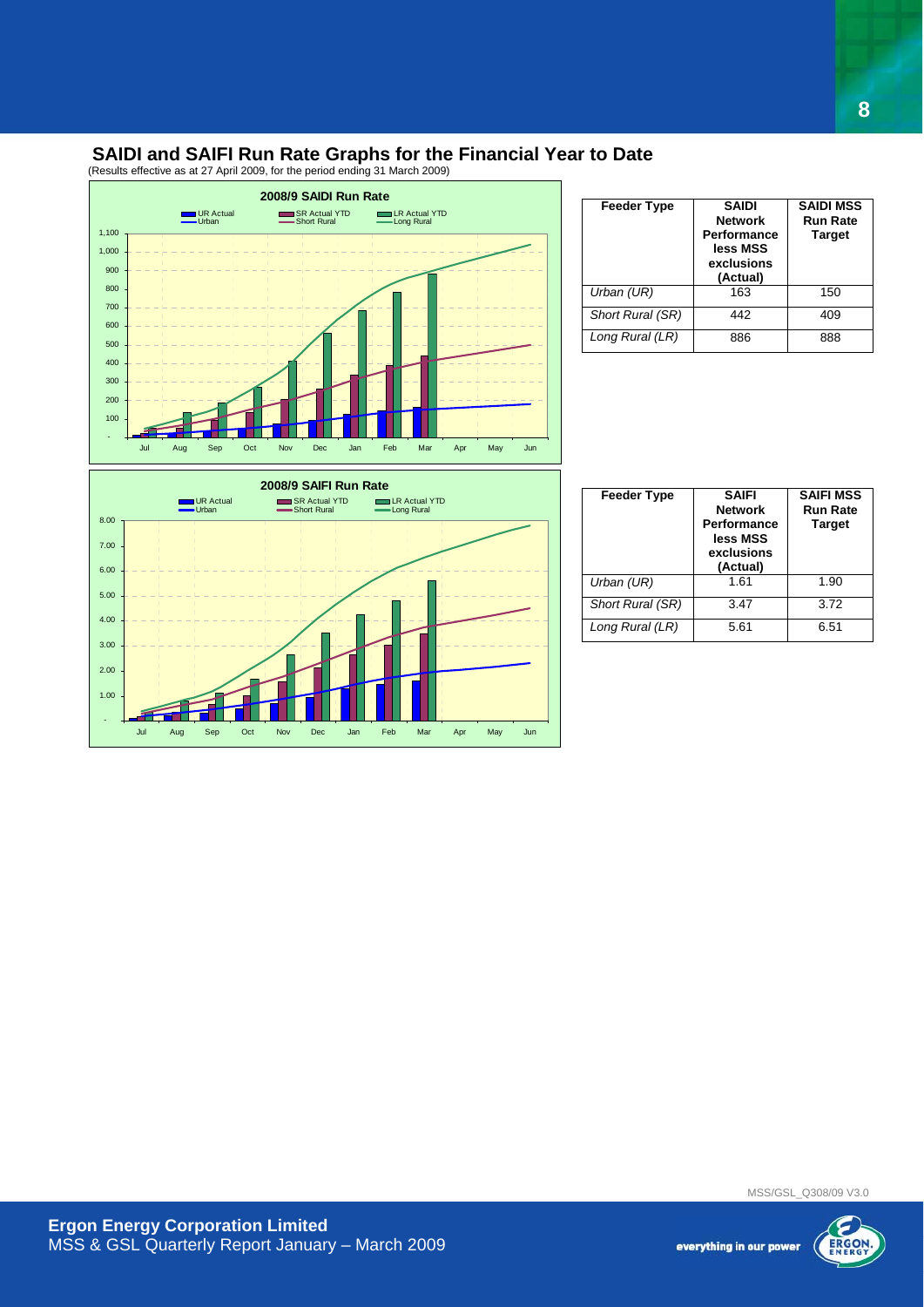## SAIDI and SAIFI Run Rate Graphs for the Financial Year to Date

(Results effective as at 27 April 2009, for the period ending 31 March 2009)

| Feeder Type | SAIDI Network Performance less MSS exclusions (Actual) | SAIDI MSS Run Rate Target |
|---|---|---|
| *Urban (UR)* | 163 | 150 |
| *Short Rural (SR)* | 442 | 409 |
| *Long Rural (LR)* | 886 | 888 |

| Feeder Type | SAIFI Network Performance less MSS exclusions (Actual) | SAIFI MSS Run Rate Target |
|---|---|---|
| *Urban (UR)* | 1.61 | 1.90 |
| *Short Rural (SR)* | 3.47 | 3.72 |
| *Long Rural (LR)* | 5.61 | 6.51 |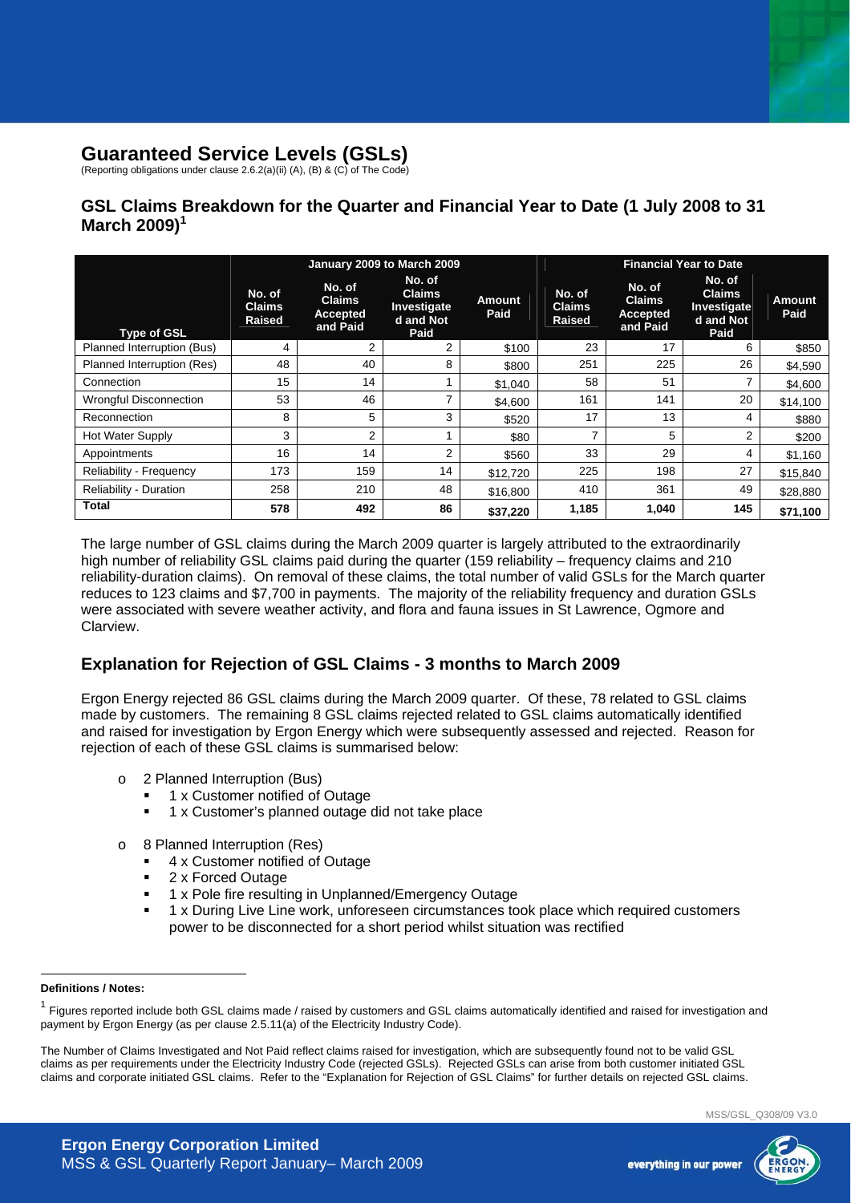# Guaranteed Service Levels (GSLs)

(Reporting obligations under clause 2.6.2(a)(ii) (A), (B) & (C) of The Code)

## GSL Claims Breakdown for the Quarter and Financial Year to Date (1 July 2008 to 31 March 2009)[1]

| | January 2009 to March 2009 | | | | Financial Year to Date | | | |
|---|---|---|---|---|---|---|---|---|
| Type of GSL | No. of Claims Raised | No. of Claims Accepted and Paid | No. of Claims Investigated and Not Paid | Amount Paid | No. of Claims Raised | No. of Claims Accepted and Paid | No. of Claims Investigated and Not Paid | Amount Paid |
| Planned Interruption (Bus) | 4 | 2 | 2 | $100 | 23 | 17 | 6 | $850 |
| Planned Interruption (Res) | 48 | 40 | 8 | $800 | 251 | 225 | 26 | $4,590 |
| Connection | 15 | 14 | 1 | $1,040 | 58 | 51 | 7 | $4,600 |
| Wrongful Disconnection | 53 | 46 | 7 | $4,600 | 161 | 141 | 20 | $14,100 |
| Reconnection | 8 | 5 | 3 | $520 | 17 | 13 | 4 | $880 |
| Hot Water Supply | 3 | 2 | 1 | $80 | 7 | 5 | 2 | $200 |
| Appointments | 16 | 14 | 2 | $560 | 33 | 29 | 4 | $1,160 |
| Reliability - Frequency | 173 | 159 | 14 | $12,720 | 225 | 198 | 27 | $15,840 |
| Reliability - Duration | 258 | 210 | 48 | $16,800 | 410 | 361 | 49 | $28,880 |
| **Total** | **578** | **492** | **86** | **$37,220** | **1,185** | **1,040** | **145** | **$71,100** |

The large number of GSL claims during the March 2009 quarter is largely attributed to the extraordinarily high number of reliability GSL claims paid during the quarter (159 reliability – frequency claims and 210 reliability-duration claims). On removal of these claims, the total number of valid GSLs for the March quarter reduces to 123 claims and $7,700 in payments. The majority of the reliability frequency and duration GSLs were associated with severe weather activity, and flora and fauna issues in St Lawrence, Ogmore and Clarview.

## Explanation for Rejection of GSL Claims - 3 months to March 2009

Ergon Energy rejected 86 GSL claims during the March 2009 quarter. Of these, 78 related to GSL claims made by customers. The remaining 8 GSL claims rejected related to GSL claims automatically identified and raised for investigation by Ergon Energy which were subsequently assessed and rejected. Reason for rejection of each of these GSL claims is summarised below:

- 2 Planned Interruption (Bus)
  - 1 x Customer notified of Outage
  - 1 x Customer's planned outage did not take place
- 8 Planned Interruption (Res)
  - 4 x Customer notified of Outage
  - 2 x Forced Outage
  - 1 x Pole fire resulting in Unplanned/Emergency Outage
  - 1 x During Live Line work, unforeseen circumstances took place which required customers power to be disconnected for a short period whilst situation was rectified

**Definitions / Notes:**

[1] Figures reported include both GSL claims made / raised by customers and GSL claims automatically identified and raised for investigation and payment by Ergon Energy (as per clause 2.5.11(a) of the Electricity Industry Code).

The Number of Claims Investigated and Not Paid reflect claims raised for investigation, which are subsequently found not to be valid GSL claims as per requirements under the Electricity Industry Code (rejected GSLs). Rejected GSLs can arise from both customer initiated GSL claims and corporate initiated GSL claims. Refer to the "Explanation for Rejection of GSL Claims" for further details on rejected GSL claims.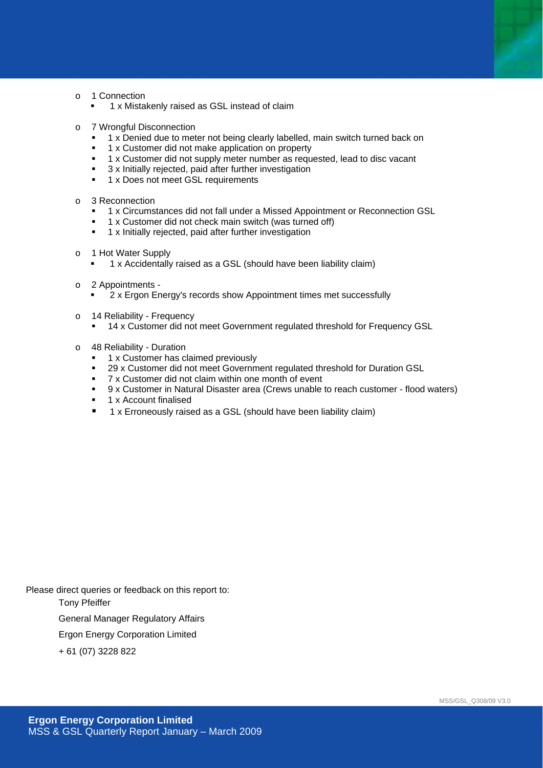- 1 Connection
  - 1 x Mistakenly raised as GSL instead of claim

- 7 Wrongful Disconnection
  - 1 x Denied due to meter not being clearly labelled, main switch turned back on
  - 1 x Customer did not make application on property
  - 1 x Customer did not supply meter number as requested, lead to disc vacant
  - 3 x Initially rejected, paid after further investigation
  - 1 x Does not meet GSL requirements

- 3 Reconnection
  - 1 x Circumstances did not fall under a Missed Appointment or Reconnection GSL
  - 1 x Customer did not check main switch (was turned off)
  - 1 x Initially rejected, paid after further investigation

- 1 Hot Water Supply
  - 1 x Accidentally raised as a GSL (should have been liability claim)

- 2 Appointments -
  - 2 x Ergon Energy's records show Appointment times met successfully

- 14 Reliability - Frequency
  - 14 x Customer did not meet Government regulated threshold for Frequency GSL

- 48 Reliability - Duration
  - 1 x Customer has claimed previously
  - 29 x Customer did not meet Government regulated threshold for Duration GSL
  - 7 x Customer did not claim within one month of event
  - 9 x Customer in Natural Disaster area (Crews unable to reach customer - flood waters)
  - 1 x Account finalised
  - 1 x Erroneously raised as a GSL (should have been liability claim)

Please direct queries or feedback on this report to:

Tony Pfeiffer

General Manager Regulatory Affairs

Ergon Energy Corporation Limited

+ 61 (07) 3228 822